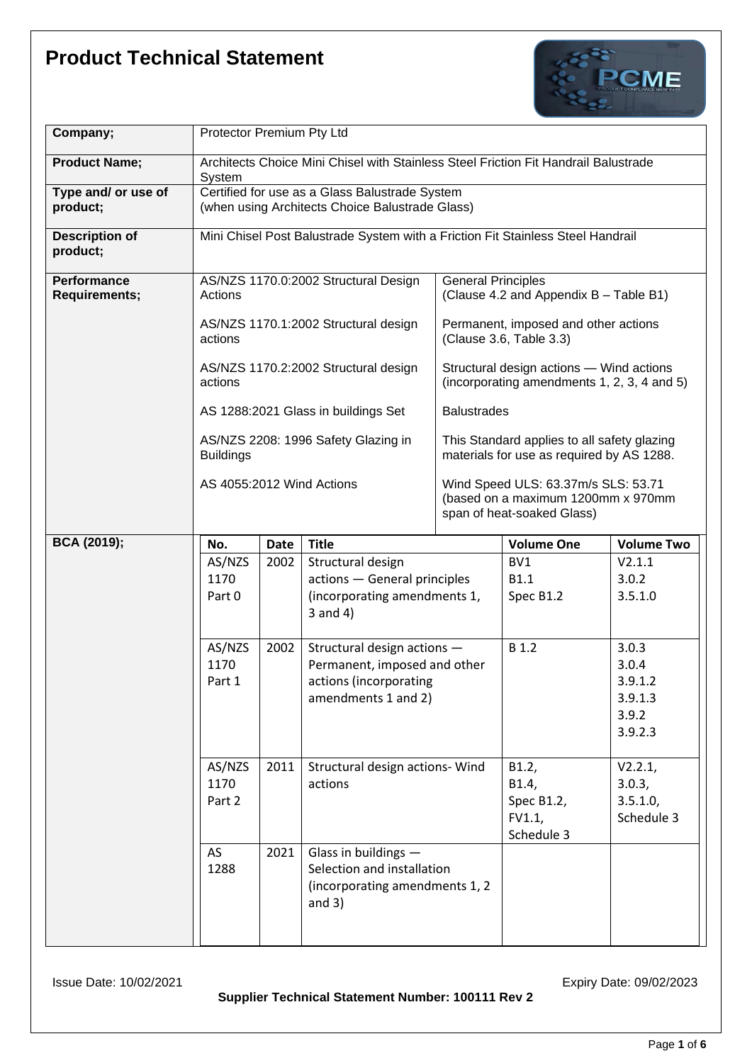# Product Technical Statement

| | |
|---|---|
| **Company;** | Protector Premium Pty Ltd |
| **Product Name;** | Architects Choice Mini Chisel with Stainless Steel Friction Fit Handrail Balustrade System |
| **Type and/ or use of product;** | Certified for use as a Glass Balustrade System (when using Architects Choice Balustrade Glass) |
| **Description of product;** | Mini Chisel Post Balustrade System with a Friction Fit Stainless Steel Handrail |

**Performance Requirements;**

| Standard | Scope |
|---|---|
| AS/NZS 1170.0:2002 Structural Design Actions | General Principles (Clause 4.2 and Appendix B – Table B1) |
| AS/NZS 1170.1:2002 Structural design actions | Permanent, imposed and other actions (Clause 3.6, Table 3.3) |
| AS/NZS 1170.2:2002 Structural design actions | Structural design actions — Wind actions (incorporating amendments 1, 2, 3, 4 and 5) |
| AS 1288:2021 Glass in buildings Set | Balustrades |
| AS/NZS 2208: 1996 Safety Glazing in Buildings | This Standard applies to all safety glazing materials for use as required by AS 1288. |
| AS 4055:2012 Wind Actions | Wind Speed ULS: 63.37m/s SLS: 53.71 (based on a maximum 1200mm x 970mm span of heat-soaked Glass) |

**BCA (2019);**

| No. | Date | Title | Volume One | Volume Two |
|---|---|---|---|---|
| AS/NZS 1170 Part 0 | 2002 | Structural design actions — General principles (incorporating amendments 1, 3 and 4) | BV1<br>B1.1<br>Spec B1.2 | V2.1.1<br>3.0.2<br>3.5.1.0 |
| AS/NZS 1170 Part 1 | 2002 | Structural design actions — Permanent, imposed and other actions (incorporating amendments 1 and 2) | B 1.2 | 3.0.3<br>3.0.4<br>3.9.1.2<br>3.9.1.3<br>3.9.2<br>3.9.2.3 |
| AS/NZS 1170 Part 2 | 2011 | Structural design actions- Wind actions | B1.2,<br>B1.4,<br>Spec B1.2,<br>FV1.1,<br>Schedule 3 | V2.2.1,<br>3.0.3,<br>3.5.1.0,<br>Schedule 3 |
| AS 1288 | 2021 | Glass in buildings — Selection and installation (incorporating amendments 1, 2 and 3) | | |

Issue Date: 10/02/2021

Expiry Date: 09/02/2023

**Supplier Technical Statement Number: 100111 Rev 2**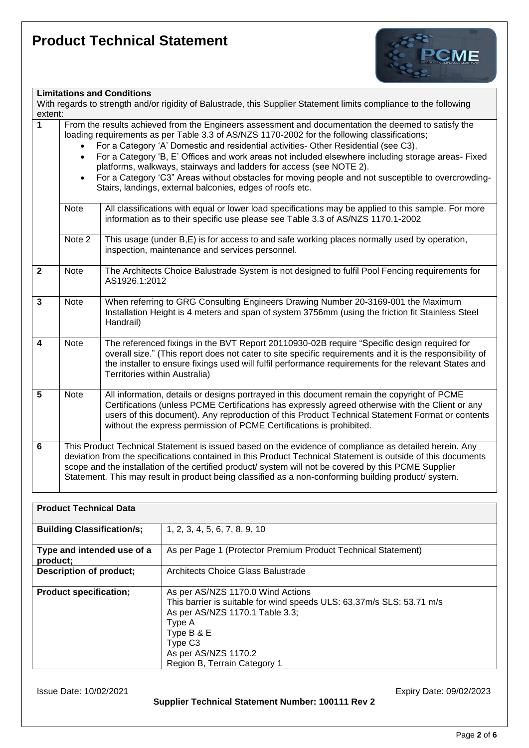# Product Technical Statement

| **Limitations and Conditions**<br>With regards to strength and/or rigidity of Balustrade, this Supplier Statement limits compliance to the following extent: | | |
|---|---|---|
| **1** | From the results achieved from the Engineers assessment and documentation the deemed to satisfy the loading requirements as per Table 3.3 of AS/NZS 1170-2002 for the following classifications;<br>• For a Category 'A' Domestic and residential activities- Other Residential (see C3).<br>• For a Category 'B, E' Offices and work areas not included elsewhere including storage areas- Fixed platforms, walkways, stairways and ladders for access (see NOTE 2).<br>• For a Category 'C3" Areas without obstacles for moving people and not susceptible to overcrowding- Stairs, landings, external balconies, edges of roofs etc. | |
| | Note | All classifications with equal or lower load specifications may be applied to this sample. For more information as to their specific use please see Table 3.3 of AS/NZS 1170.1-2002 |
| | Note 2 | This usage (under B,E) is for access to and safe working places normally used by operation, inspection, maintenance and services personnel. |
| **2** | Note | The Architects Choice Balustrade System is not designed to fulfil Pool Fencing requirements for AS1926.1:2012 |
| **3** | Note | When referring to GRG Consulting Engineers Drawing Number 20-3169-001 the Maximum Installation Height is 4 meters and span of system 3756mm (using the friction fit Stainless Steel Handrail) |
| **4** | Note | The referenced fixings in the BVT Report 20110930-02B require "Specific design required for overall size." (This report does not cater to site specific requirements and it is the responsibility of the installer to ensure fixings used will fulfil performance requirements for the relevant States and Territories within Australia) |
| **5** | Note | All information, details or designs portrayed in this document remain the copyright of PCME Certifications (unless PCME Certifications has expressly agreed otherwise with the Client or any users of this document). Any reproduction of this Product Technical Statement Format or contents without the express permission of PCME Certifications is prohibited. |
| **6** | This Product Technical Statement is issued based on the evidence of compliance as detailed herein. Any deviation from the specifications contained in this Product Technical Statement is outside of this documents scope and the installation of the certified product/ system will not be covered by this PCME Supplier Statement. This may result in product being classified as a non-conforming building product/ system. | |

| **Product Technical Data** | |
|---|---|
| **Building Classification/s;** | 1, 2, 3, 4, 5, 6, 7, 8, 9, 10 |
| **Type and intended use of a product;** | As per Page 1 (Protector Premium Product Technical Statement) |
| **Description of product;** | Architects Choice Glass Balustrade |
| **Product specification;** | As per AS/NZS 1170.0 Wind Actions<br>This barrier is suitable for wind speeds ULS: 63.37m/s SLS: 53.71 m/s<br>As per AS/NZS 1170.1 Table 3.3;<br>Type A<br>Type B & E<br>Type C3<br>As per AS/NZS 1170.2<br>Region B, Terrain Category 1 |

Issue Date: 10/02/2021 Expiry Date: 09/02/2023

**Supplier Technical Statement Number: 100111 Rev 2**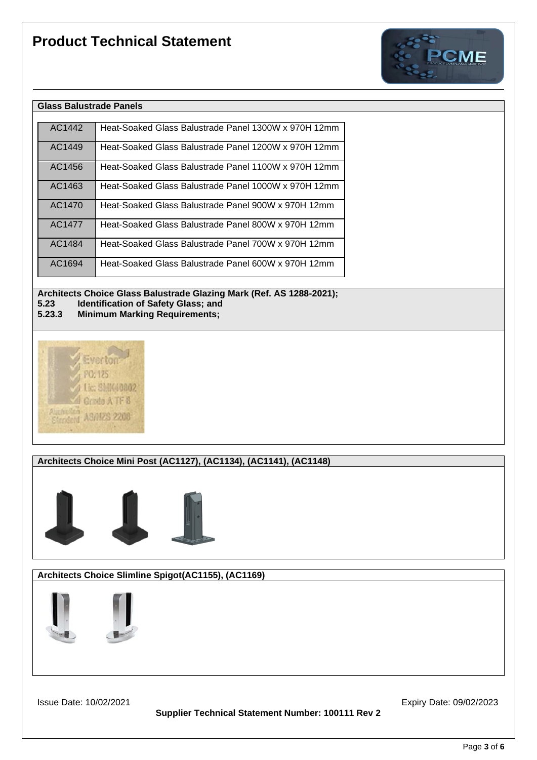# Product Technical Statement

## Glass Balustrade Panels

| | |
|---|---|
| AC1442 | Heat-Soaked Glass Balustrade Panel 1300W x 970H 12mm |
| AC1449 | Heat-Soaked Glass Balustrade Panel 1200W x 970H 12mm |
| AC1456 | Heat-Soaked Glass Balustrade Panel 1100W x 970H 12mm |
| AC1463 | Heat-Soaked Glass Balustrade Panel 1000W x 970H 12mm |
| AC1470 | Heat-Soaked Glass Balustrade Panel 900W x 970H 12mm |
| AC1477 | Heat-Soaked Glass Balustrade Panel 800W x 970H 12mm |
| AC1484 | Heat-Soaked Glass Balustrade Panel 700W x 970H 12mm |
| AC1694 | Heat-Soaked Glass Balustrade Panel 600W x 970H 12mm |

**Architects Choice Glass Balustrade Glazing Mark (Ref. AS 1288-2021);**
**5.23 Identification of Safety Glass; and**
**5.23.3 Minimum Marking Requirements;**

## Architects Choice Mini Post (AC1127), (AC1134), (AC1141), (AC1148)

## Architects Choice Slimline Spigot(AC1155), (AC1169)

Issue Date: 10/02/2021

Expiry Date: 09/02/2023

**Supplier Technical Statement Number: 100111 Rev 2**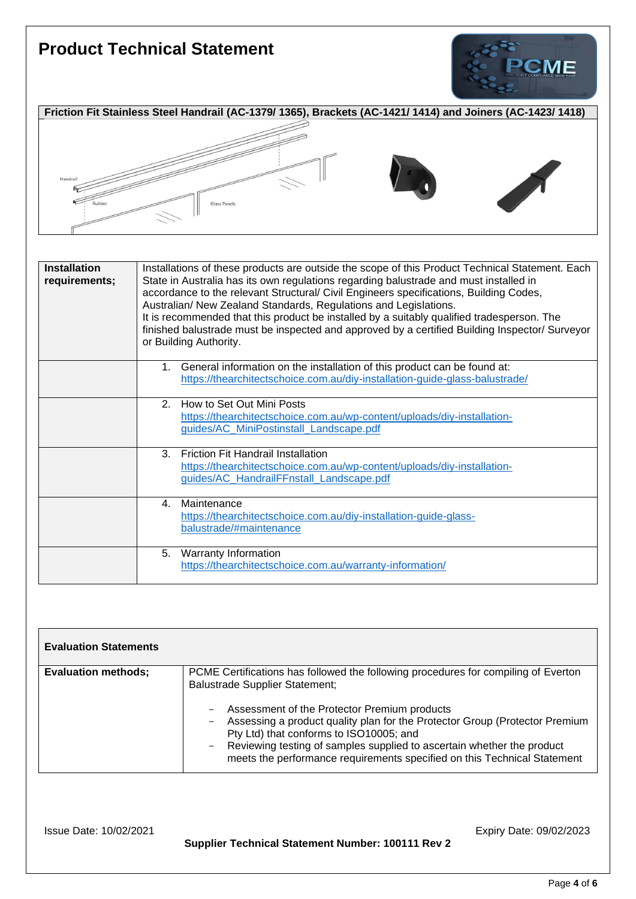# Product Technical Statement

| Friction Fit Stainless Steel Handrail (AC-1379/ 1365), Brackets (AC-1421/ 1414) and Joiners (AC-1423/ 1418) |
| --- |

| Installation requirements; | Installations of these products are outside the scope of this Product Technical Statement. Each State in Australia has its own regulations regarding balustrade and must installed in accordance to the relevant Structural/ Civil Engineers specifications, Building Codes, Australian/ New Zealand Standards, Regulations and Legislations. It is recommended that this product be installed by a suitably qualified tradesperson. The finished balustrade must be inspected and approved by a certified Building Inspector/ Surveyor or Building Authority. |
| --- | --- |
| | 1. General information on the installation of this product can be found at: https://thearchitectschoice.com.au/diy-installation-guide-glass-balustrade/ |
| | 2. How to Set Out Mini Posts https://thearchitectschoice.com.au/wp-content/uploads/diy-installation-guides/AC_MiniPostinstall_Landscape.pdf |
| | 3. Friction Fit Handrail Installation https://thearchitectschoice.com.au/wp-content/uploads/diy-installation-guides/AC_HandrailFFnstall_Landscape.pdf |
| | 4. Maintenance https://thearchitectschoice.com.au/diy-installation-guide-glass-balustrade/#maintenance |
| | 5. Warranty Information https://thearchitectschoice.com.au/warranty-information/ |

| Evaluation Statements | |
| --- | --- |
| **Evaluation methods;** | PCME Certifications has followed the following procedures for compiling of Everton Balustrade Supplier Statement;<br>- Assessment of the Protector Premium products<br>- Assessing a product quality plan for the Protector Group (Protector Premium Pty Ltd) that conforms to ISO10005; and<br>- Reviewing testing of samples supplied to ascertain whether the product meets the performance requirements specified on this Technical Statement |

Issue Date: 10/02/2021

Expiry Date: 09/02/2023

**Supplier Technical Statement Number: 100111 Rev 2**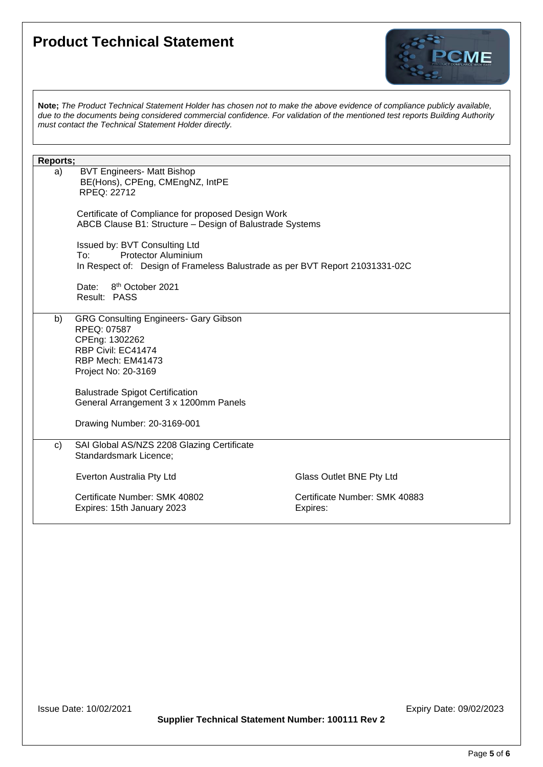# Product Technical Statement

**Note;** *The Product Technical Statement Holder has chosen not to make the above evidence of compliance publicly available, due to the documents being considered commercial confidence. For validation of the mentioned test reports Building Authority must contact the Technical Statement Holder directly.*

**Reports;**

a) BVT Engineers- Matt Bishop
BE(Hons), CPEng, CMEngNZ, IntPE
RPEQ: 22712

Certificate of Compliance for proposed Design Work
ABCB Clause B1: Structure – Design of Balustrade Systems

Issued by: BVT Consulting Ltd
To: Protector Aluminium
In Respect of: Design of Frameless Balustrade as per BVT Report 21031331-02C

Date: 8th October 2021
Result: PASS

b) GRG Consulting Engineers- Gary Gibson
RPEQ: 07587
CPEng: 1302262
RBP Civil: EC41474
RBP Mech: EM41473
Project No: 20-3169

Balustrade Spigot Certification
General Arrangement 3 x 1200mm Panels

Drawing Number: 20-3169-001

c) SAI Global AS/NZS 2208 Glazing Certificate
Standardsmark Licence;

| Everton Australia Pty Ltd | Glass Outlet BNE Pty Ltd |
|---|---|
| Certificate Number: SMK 40802 | Certificate Number: SMK 40883 |
| Expires: 15th January 2023 | Expires: |

Issue Date: 10/02/2021 Expiry Date: 09/02/2023

**Supplier Technical Statement Number: 100111 Rev 2**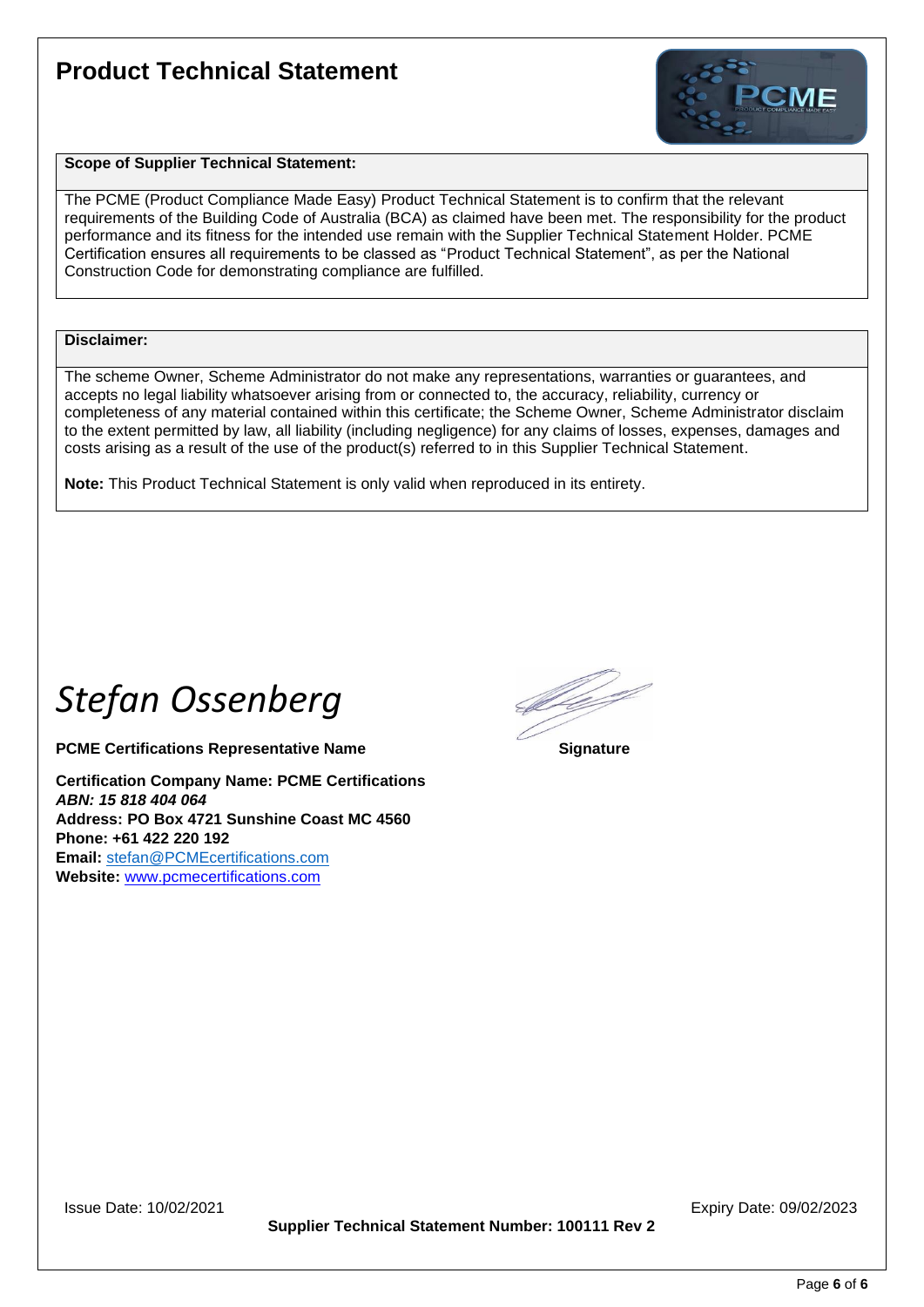# Product Technical Statement

**Scope of Supplier Technical Statement:**

The PCME (Product Compliance Made Easy) Product Technical Statement is to confirm that the relevant requirements of the Building Code of Australia (BCA) as claimed have been met. The responsibility for the product performance and its fitness for the intended use remain with the Supplier Technical Statement Holder. PCME Certification ensures all requirements to be classed as "Product Technical Statement", as per the National Construction Code for demonstrating compliance are fulfilled.

**Disclaimer:**

The scheme Owner, Scheme Administrator do not make any representations, warranties or guarantees, and accepts no legal liability whatsoever arising from or connected to, the accuracy, reliability, currency or completeness of any material contained within this certificate; the Scheme Owner, Scheme Administrator disclaim to the extent permitted by law, all liability (including negligence) for any claims of losses, expenses, damages and costs arising as a result of the use of the product(s) referred to in this Supplier Technical Statement.

**Note:** This Product Technical Statement is only valid when reproduced in its entirety.

*Stefan Ossenberg*

**PCME Certifications Representative Name** **Signature**

**Certification Company Name: PCME Certifications**
***ABN: 15 818 404 064***
**Address: PO Box 4721 Sunshine Coast MC 4560**
**Phone: +61 422 220 192**
**Email:** stefan@PCMEcertifications.com
**Website:** www.pcmecertifications.com

Issue Date: 10/02/2021 Expiry Date: 09/02/2023

**Supplier Technical Statement Number: 100111 Rev 2**